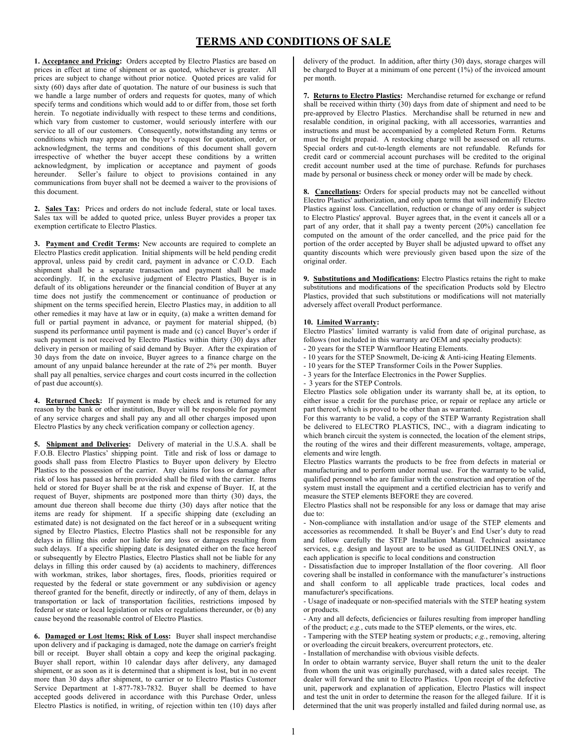# TERMS AND CONDITIONS OF SALE

**1. Acceptance and Pricing:** Orders accepted by Electro Plastics are based on prices in effect at time of shipment or as quoted, whichever is greater. All prices are subject to change without prior notice. Quoted prices are valid for sixty (60) days after date of quotation. The nature of our business is such that we handle a large number of orders and requests for quotes, many of which specify terms and conditions which would add to or differ from, those set forth herein. To negotiate individually with respect to these terms and conditions, which vary from customer to customer, would seriously interfere with our service to all of our customers. Consequently, notwithstanding any terms or conditions which may appear on the buyer's request for quotation, order, or acknowledgment, the terms and conditions of this document shall govern irrespective of whether the buyer accept these conditions by a written acknowledgment, by implication or acceptance and payment of goods hereunder. Seller's failure to object to provisions contained in any communications from buyer shall not be deemed a waiver to the provisions of this document.

**2. Sales Tax:** Prices and orders do not include federal, state or local taxes. Sales tax will be added to quoted price, unless Buyer provides a proper tax exemption certificate to Electro Plastics.

**3. Payment and Credit Terms:** New accounts are required to complete an Electro Plastics credit application. Initial shipments will be held pending credit approval, unless paid by credit card, payment in advance or C.O.D. Each shipment shall be a separate transaction and payment shall be made accordingly. If, in the exclusive judgment of Electro Plastics, Buyer is in default of its obligations hereunder or the financial condition of Buyer at any time does not justify the commencement or continuance of production or shipment on the terms specified herein, Electro Plastics may, in addition to all other remedies it may have at law or in equity, (a) make a written demand for full or partial payment in advance, or payment for material shipped, (b) suspend its performance until payment is made and (c) cancel Buyer's order if such payment is not received by Electro Plastics within thirty (30) days after delivery in person or mailing of said demand by Buyer. After the expiration of 30 days from the date on invoice, Buyer agrees to a finance charge on the amount of any unpaid balance hereunder at the rate of 2% per month. Buyer shall pay all penalties, service charges and court costs incurred in the collection of past due account(s).

**4. Returned Check:** If payment is made by check and is returned for any reason by the bank or other institution, Buyer will be responsible for payment of any service charges and shall pay any and all other charges imposed upon Electro Plastics by any check verification company or collection agency.

**5. Shipment and Deliveries:** Delivery of material in the U.S.A. shall be F.O.B. Electro Plastics' shipping point. Title and risk of loss or damage to goods shall pass from Electro Plastics to Buyer upon delivery by Electro Plastics to the possession of the carrier. Any claims for loss or damage after risk of loss has passed as herein provided shall be filed with the carrier. Items held or stored for Buyer shall be at the risk and expense of Buyer. If, at the request of Buyer, shipments are postponed more than thirty (30) days, the amount due thereon shall become due thirty (30) days after notice that the items are ready for shipment. If a specific shipping date (excluding an estimated date) is not designated on the fact hereof or in a subsequent writing signed by Electro Plastics, Electro Plastics shall not be responsible for any delays in filling this order nor liable for any loss or damages resulting from such delays. If a specific shipping date is designated either on the face hereof or subsequently by Electro Plastics, Electro Plastics shall not be liable for any delays in filling this order caused by (a) accidents to machinery, differences with workman, strikes, labor shortages, fires, floods, priorities required or requested by the federal or state government or any subdivision or agency thereof granted for the benefit, directly or indirectly, of any of them, delays in transportation or lack of transportation facilities, restrictions imposed by federal or state or local legislation or rules or regulations thereunder, or (b) any cause beyond the reasonable control of Electro Plastics.

**6. Damaged or Lost Items; Risk of Loss:** Buyer shall inspect merchandise upon delivery and if packaging is damaged, note the damage on carrier's freight bill or receipt. Buyer shall obtain a copy and keep the original packaging. Buyer shall report, within 10 calendar days after delivery, any damaged shipment, or as soon as it is determined that a shipment is lost, but in no event more than 30 days after shipment, to carrier or to Electro Plastics Customer Service Department at 1-877-783-7832. Buyer shall be deemed to have accepted goods delivered in accordance with this Purchase Order, unless Electro Plastics is notified, in writing, of rejection within ten (10) days after delivery of the product. In addition, after thirty (30) days, storage charges will be charged to Buyer at a minimum of one percent (1%) of the invoiced amount per month.

**7. Returns to Electro Plastics:** Merchandise returned for exchange or refund shall be received within thirty (30) days from date of shipment and need to be pre-approved by Electro Plastics. Merchandise shall be returned in new and resalable condition, in original packing, with all accessories, warranties and instructions and must be accompanied by a completed Return Form. Returns must be freight prepaid. A restocking charge will be assessed on all returns. Special orders and cut-to-length elements are not refundable. Refunds for credit card or commercial account purchases will be credited to the original credit account number used at the time of purchase. Refunds for purchases made by personal or business check or money order will be made by check.

**8. Cancellations:** Orders for special products may not be cancelled without Electro Plastics' authorization, and only upon terms that will indemnify Electro Plastics against loss. Cancellation, reduction or change of any order is subject to Electro Plastics' approval. Buyer agrees that, in the event it cancels all or a part of any order, that it shall pay a twenty percent (20%) cancellation fee computed on the amount of the order cancelled, and the price paid for the portion of the order accepted by Buyer shall be adjusted upward to offset any quantity discounts which were previously given based upon the size of the original order.

**9. Substitutions and Modifications:** Electro Plastics retains the right to make substitutions and modifications of the specification Products sold by Electro Plastics, provided that such substitutions or modifications will not materially adversely affect overall Product performance.

**10. Limited Warranty:**

Electro Plastics' limited warranty is valid from date of original purchase, as follows (not included in this warranty are OEM and specialty products):

- 20 years for the STEP Warmfloor Heating Elements.
- 10 years for the STEP Snowmelt, De-icing & Anti-icing Heating Elements.
- 10 years for the STEP Transformer Coils in the Power Supplies.
- 3 years for the Interface Electronics in the Power Supplies.
- 3 years for the STEP Controls.

Electro Plastics sole obligation under its warranty shall be, at its option, to either issue a credit for the purchase price, or repair or replace any article or part thereof, which is proved to be other than as warranted.

For this warranty to be valid, a copy of the STEP Warranty Registration shall be delivered to ELECTRO PLASTICS, INC., with a diagram indicating to which branch circuit the system is connected, the location of the element strips, the routing of the wires and their different measurements, voltage, amperage, elements and wire length.

Electro Plastics warrants the products to be free from defects in material or manufacturing and to perform under normal use. For the warranty to be valid, qualified personnel who are familiar with the construction and operation of the system must install the equipment and a certified electrician has to verify and measure the STEP elements BEFORE they are covered.

Electro Plastics shall not be responsible for any loss or damage that may arise due to:

- Non-compliance with installation and/or usage of the STEP elements and accessories as recommended. It shall be Buyer's and End User's duty to read and follow carefully the STEP Installation Manual. Technical assistance services, e.g. design and layout are to be used as GUIDELINES ONLY, as each application is specific to local conditions and construction
- Dissatisfaction due to improper Installation of the floor covering. All floor covering shall be installed in conformance with the manufacturer's instructions and shall conform to all applicable trade practices, local codes and manufacturer's specifications.
- Usage of inadequate or non-specified materials with the STEP heating system or products.
- Any and all defects, deficiencies or failures resulting from improper handling of the product; *e.g.*, cuts made to the STEP elements, or the wires, etc.
- Tampering with the STEP heating system or products; *e.g.*, removing, altering or overloading the circuit breakers, overcurrent protectors, etc.
- Installation of merchandise with obvious visible defects.

In order to obtain warranty service, Buyer shall return the unit to the dealer from whom the unit was originally purchased, with a dated sales receipt. The dealer will forward the unit to Electro Plastics. Upon receipt of the defective unit, paperwork and explanation of application, Electro Plastics will inspect and test the unit in order to determine the reason for the alleged failure. If it is determined that the unit was properly installed and failed during normal use, as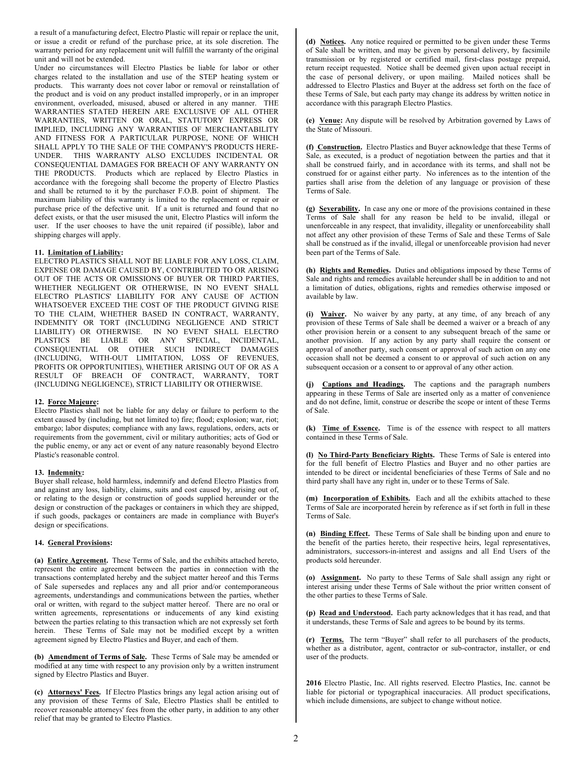a result of a manufacturing defect, Electro Plastic will repair or replace the unit, or issue a credit or refund of the purchase price, at its sole discretion. The warranty period for any replacement unit will fulfill the warranty of the original unit and will not be extended.

Under no circumstances will Electro Plastics be liable for labor or other charges related to the installation and use of the STEP heating system or products. This warranty does not cover labor or removal or reinstallation of the product and is void on any product installed improperly, or in an improper environment, overloaded, misused, abused or altered in any manner. THE WARRANTIES STATED HEREIN ARE EXCLUSIVE OF ALL OTHER WARRANTIES, WRITTEN OR ORAL, STATUTORY EXPRESS OR IMPLIED, INCLUDING ANY WARRANTIES OF MERCHANTABILITY AND FITNESS FOR A PARTICULAR PURPOSE, NONE OF WHICH SHALL APPLY TO THE SALE OF THE COMPANY'S PRODUCTS HERE-UNDER. THIS WARRANTY ALSO EXCLUDES INCIDENTAL OR CONSEQUENTIAL DAMAGES FOR BREACH OF ANY WARRANTY ON THE PRODUCTS. Products which are replaced by Electro Plastics in accordance with the foregoing shall become the property of Electro Plastics and shall be returned to it by the purchaser F.O.B. point of shipment. The maximum liability of this warranty is limited to the replacement or repair or purchase price of the defective unit. If a unit is returned and found that no defect exists, or that the user misused the unit, Electro Plastics will inform the user. If the user chooses to have the unit repaired (if possible), labor and shipping charges will apply.

**11. Limitation of Liability:**

ELECTRO PLASTICS SHALL NOT BE LIABLE FOR ANY LOSS, CLAIM, EXPENSE OR DAMAGE CAUSED BY, CONTRIBUTED TO OR ARISING OUT OF THE ACTS OR OMISSIONS OF BUYER OR THIRD PARTIES, WHETHER NEGLIGENT OR OTHERWISE, IN NO EVENT SHALL ELECTRO PLASTICS' LIABILITY FOR ANY CAUSE OF ACTION WHATSOEVER EXCEED THE COST OF THE PRODUCT GIVING RISE TO THE CLAIM, WHETHER BASED IN CONTRACT, WARRANTY, INDEMNITY OR TORT (INCLUDING NEGLIGENCE AND STRICT LIABILITY) OR OTHERWISE. IN NO EVENT SHALL ELECTRO PLASTICS BE LIABLE OR ANY SPECIAL, INCIDENTAL, CONSEQUENTIAL OR OTHER SUCH INDIRECT DAMAGES (INCLUDING, WITH-OUT LIMITATION, LOSS OF REVENUES, PROFITS OR OPPORTUNITIES), WHETHER ARISING OUT OF OR AS A RESULT OF BREACH OF CONTRACT, WARRANTY, TORT (INCLUDING NEGLIGENCE), STRICT LIABILITY OR OTHERWISE.

**12. Force Majeure:**

Electro Plastics shall not be liable for any delay or failure to perform to the extent caused by (including, but not limited to) fire; flood; explosion; war, riot; embargo; labor disputes; compliance with any laws, regulations, orders, acts or requirements from the government, civil or military authorities; acts of God or the public enemy, or any act or event of any nature reasonably beyond Electro Plastic's reasonable control.

**13. Indemnity:**

Buyer shall release, hold harmless, indemnify and defend Electro Plastics from and against any loss, liability, claims, suits and cost caused by, arising out of, or relating to the design or construction of goods supplied hereunder or the design or construction of the packages or containers in which they are shipped, if such goods, packages or containers are made in compliance with Buyer's design or specifications.

**14. General Provisions:**

**(a) Entire Agreement.** These Terms of Sale, and the exhibits attached hereto, represent the entire agreement between the parties in connection with the transactions contemplated hereby and the subject matter hereof and this Terms of Sale supersedes and replaces any and all prior and/or contemporaneous agreements, understandings and communications between the parties, whether oral or written, with regard to the subject matter hereof. There are no oral or written agreements, representations or inducements of any kind existing between the parties relating to this transaction which are not expressly set forth herein. These Terms of Sale may not be modified except by a written agreement signed by Electro Plastics and Buyer, and each of them.

**(b) Amendment of Terms of Sale.** These Terms of Sale may be amended or modified at any time with respect to any provision only by a written instrument signed by Electro Plastics and Buyer.

**(c) Attorneys' Fees.** If Electro Plastics brings any legal action arising out of any provision of these Terms of Sale, Electro Plastics shall be entitled to recover reasonable attorneys' fees from the other party, in addition to any other relief that may be granted to Electro Plastics.

**(d) Notices.** Any notice required or permitted to be given under these Terms of Sale shall be written, and may be given by personal delivery, by facsimile transmission or by registered or certified mail, first-class postage prepaid, return receipt requested. Notice shall be deemed given upon actual receipt in the case of personal delivery, or upon mailing. Mailed notices shall be addressed to Electro Plastics and Buyer at the address set forth on the face of these Terms of Sale, but each party may change its address by written notice in accordance with this paragraph Electro Plastics.

**(e) Venue:** Any dispute will be resolved by Arbitration governed by Laws of the State of Missouri.

**(f) Construction.** Electro Plastics and Buyer acknowledge that these Terms of Sale, as executed, is a product of negotiation between the parties and that it shall be construed fairly, and in accordance with its terms, and shall not be construed for or against either party. No inferences as to the intention of the parties shall arise from the deletion of any language or provision of these Terms of Sale.

**(g) Severability.** In case any one or more of the provisions contained in these Terms of Sale shall for any reason be held to be invalid, illegal or unenforceable in any respect, that invalidity, illegality or unenforceability shall not affect any other provision of these Terms of Sale and these Terms of Sale shall be construed as if the invalid, illegal or unenforceable provision had never been part of the Terms of Sale.

**(h) Rights and Remedies.** Duties and obligations imposed by these Terms of Sale and rights and remedies available hereunder shall be in addition to and not a limitation of duties, obligations, rights and remedies otherwise imposed or available by law.

**(i) Waiver.** No waiver by any party, at any time, of any breach of any provision of these Terms of Sale shall be deemed a waiver or a breach of any other provision herein or a consent to any subsequent breach of the same or another provision. If any action by any party shall require the consent or approval of another party, such consent or approval of such action on any one occasion shall not be deemed a consent to or approval of such action on any subsequent occasion or a consent to or approval of any other action.

**(j) Captions and Headings.** The captions and the paragraph numbers appearing in these Terms of Sale are inserted only as a matter of convenience and do not define, limit, construe or describe the scope or intent of these Terms of Sale.

**(k) Time of Essence.** Time is of the essence with respect to all matters contained in these Terms of Sale.

**(l) No Third-Party Beneficiary Rights.** These Terms of Sale is entered into for the full benefit of Electro Plastics and Buyer and no other parties are intended to be direct or incidental beneficiaries of these Terms of Sale and no third party shall have any right in, under or to these Terms of Sale.

**(m) Incorporation of Exhibits.** Each and all the exhibits attached to these Terms of Sale are incorporated herein by reference as if set forth in full in these Terms of Sale.

**(n) Binding Effect.** These Terms of Sale shall be binding upon and enure to the benefit of the parties hereto, their respective heirs, legal representatives, administrators, successors-in-interest and assigns and all End Users of the products sold hereunder.

**(o) Assignment.** No party to these Terms of Sale shall assign any right or interest arising under these Terms of Sale without the prior written consent of the other parties to these Terms of Sale.

**(p) Read and Understood.** Each party acknowledges that it has read, and that it understands, these Terms of Sale and agrees to be bound by its terms.

**(r) Terms.** The term "Buyer" shall refer to all purchasers of the products, whether as a distributor, agent, contractor or sub-contractor, installer, or end user of the products.

**2016** Electro Plastic, Inc. All rights reserved. Electro Plastics, Inc. cannot be liable for pictorial or typographical inaccuracies. All product specifications, which include dimensions, are subject to change without notice.